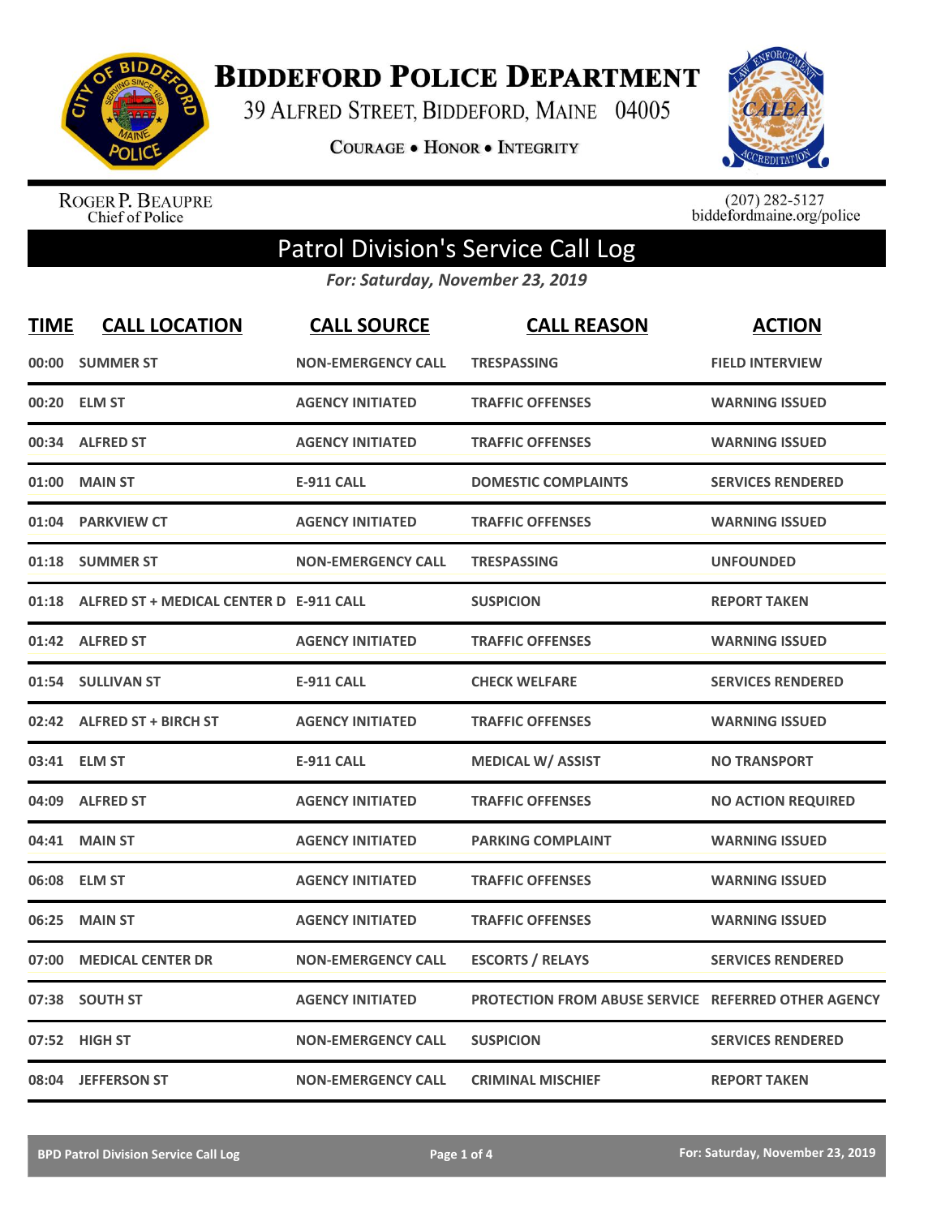# Biddeford Police Department

39 Alfred Street, Biddeford, Maine 04005

Courage • Honor • Integrity

Roger P. Beaupre
Chief of Police

(207) 282-5127
biddefordmaine.org/police

## Patrol Division's Service Call Log

*For: Saturday, November 23, 2019*

| TIME | CALL LOCATION | CALL SOURCE | CALL REASON | ACTION |
|---|---|---|---|---|
| 00:00 | SUMMER ST | NON-EMERGENCY CALL | TRESPASSING | FIELD INTERVIEW |
| 00:20 | ELM ST | AGENCY INITIATED | TRAFFIC OFFENSES | WARNING ISSUED |
| 00:34 | ALFRED ST | AGENCY INITIATED | TRAFFIC OFFENSES | WARNING ISSUED |
| 01:00 | MAIN ST | E-911 CALL | DOMESTIC COMPLAINTS | SERVICES RENDERED |
| 01:04 | PARKVIEW CT | AGENCY INITIATED | TRAFFIC OFFENSES | WARNING ISSUED |
| 01:18 | SUMMER ST | NON-EMERGENCY CALL | TRESPASSING | UNFOUNDED |
| 01:18 | ALFRED ST + MEDICAL CENTER D | E-911 CALL | SUSPICION | REPORT TAKEN |
| 01:42 | ALFRED ST | AGENCY INITIATED | TRAFFIC OFFENSES | WARNING ISSUED |
| 01:54 | SULLIVAN ST | E-911 CALL | CHECK WELFARE | SERVICES RENDERED |
| 02:42 | ALFRED ST + BIRCH ST | AGENCY INITIATED | TRAFFIC OFFENSES | WARNING ISSUED |
| 03:41 | ELM ST | E-911 CALL | MEDICAL W/ ASSIST | NO TRANSPORT |
| 04:09 | ALFRED ST | AGENCY INITIATED | TRAFFIC OFFENSES | NO ACTION REQUIRED |
| 04:41 | MAIN ST | AGENCY INITIATED | PARKING COMPLAINT | WARNING ISSUED |
| 06:08 | ELM ST | AGENCY INITIATED | TRAFFIC OFFENSES | WARNING ISSUED |
| 06:25 | MAIN ST | AGENCY INITIATED | TRAFFIC OFFENSES | WARNING ISSUED |
| 07:00 | MEDICAL CENTER DR | NON-EMERGENCY CALL | ESCORTS / RELAYS | SERVICES RENDERED |
| 07:38 | SOUTH ST | AGENCY INITIATED | PROTECTION FROM ABUSE SERVICE | REFERRED OTHER AGENCY |
| 07:52 | HIGH ST | NON-EMERGENCY CALL | SUSPICION | SERVICES RENDERED |
| 08:04 | JEFFERSON ST | NON-EMERGENCY CALL | CRIMINAL MISCHIEF | REPORT TAKEN |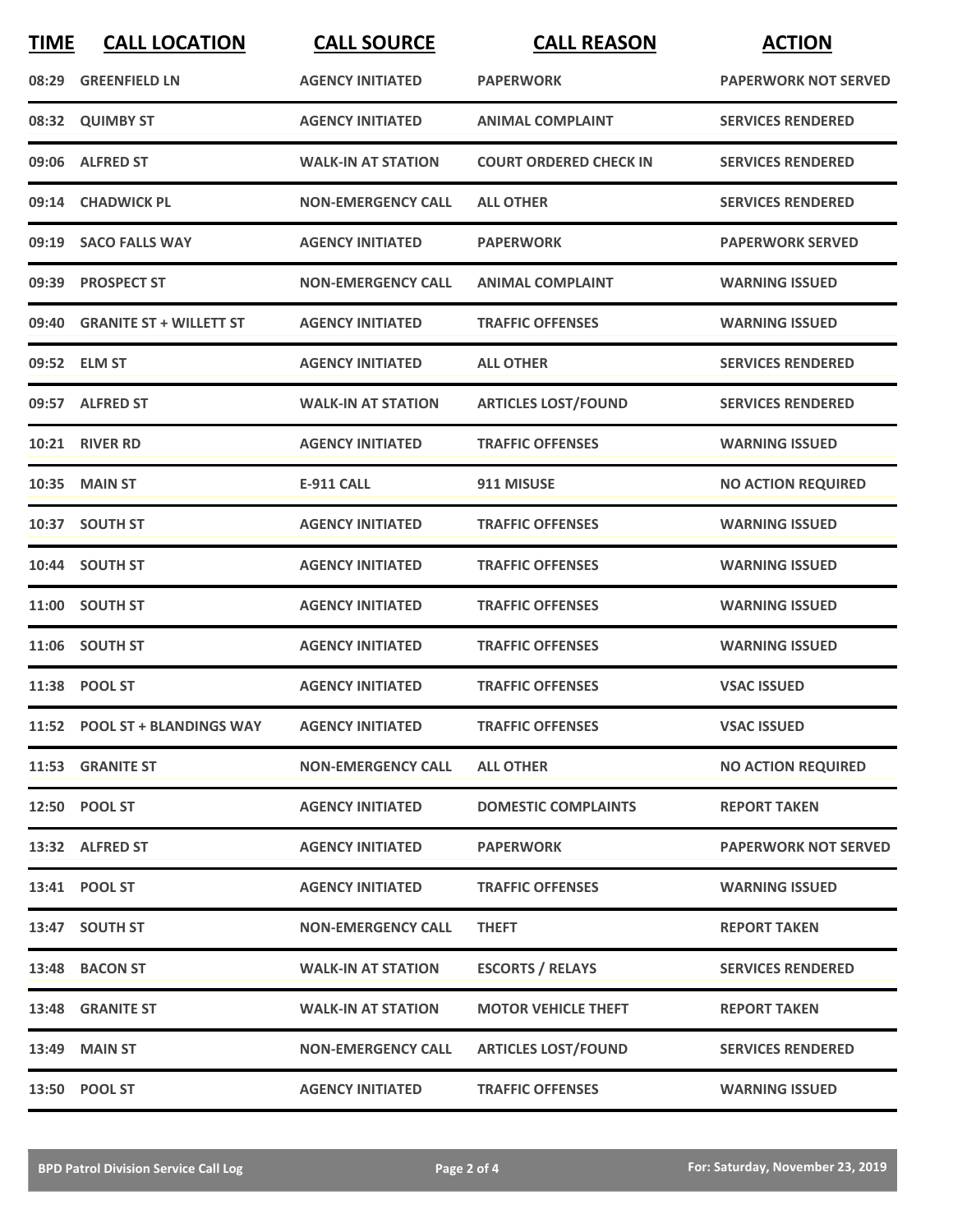| TIME | CALL LOCATION | CALL SOURCE | CALL REASON | ACTION |
|---|---|---|---|---|
| 08:29 | GREENFIELD LN | AGENCY INITIATED | PAPERWORK | PAPERWORK NOT SERVED |
| 08:32 | QUIMBY ST | AGENCY INITIATED | ANIMAL COMPLAINT | SERVICES RENDERED |
| 09:06 | ALFRED ST | WALK-IN AT STATION | COURT ORDERED CHECK IN | SERVICES RENDERED |
| 09:14 | CHADWICK PL | NON-EMERGENCY CALL | ALL OTHER | SERVICES RENDERED |
| 09:19 | SACO FALLS WAY | AGENCY INITIATED | PAPERWORK | PAPERWORK SERVED |
| 09:39 | PROSPECT ST | NON-EMERGENCY CALL | ANIMAL COMPLAINT | WARNING ISSUED |
| 09:40 | GRANITE ST + WILLETT ST | AGENCY INITIATED | TRAFFIC OFFENSES | WARNING ISSUED |
| 09:52 | ELM ST | AGENCY INITIATED | ALL OTHER | SERVICES RENDERED |
| 09:57 | ALFRED ST | WALK-IN AT STATION | ARTICLES LOST/FOUND | SERVICES RENDERED |
| 10:21 | RIVER RD | AGENCY INITIATED | TRAFFIC OFFENSES | WARNING ISSUED |
| 10:35 | MAIN ST | E-911 CALL | 911 MISUSE | NO ACTION REQUIRED |
| 10:37 | SOUTH ST | AGENCY INITIATED | TRAFFIC OFFENSES | WARNING ISSUED |
| 10:44 | SOUTH ST | AGENCY INITIATED | TRAFFIC OFFENSES | WARNING ISSUED |
| 11:00 | SOUTH ST | AGENCY INITIATED | TRAFFIC OFFENSES | WARNING ISSUED |
| 11:06 | SOUTH ST | AGENCY INITIATED | TRAFFIC OFFENSES | WARNING ISSUED |
| 11:38 | POOL ST | AGENCY INITIATED | TRAFFIC OFFENSES | VSAC ISSUED |
| 11:52 | POOL ST + BLANDINGS WAY | AGENCY INITIATED | TRAFFIC OFFENSES | VSAC ISSUED |
| 11:53 | GRANITE ST | NON-EMERGENCY CALL | ALL OTHER | NO ACTION REQUIRED |
| 12:50 | POOL ST | AGENCY INITIATED | DOMESTIC COMPLAINTS | REPORT TAKEN |
| 13:32 | ALFRED ST | AGENCY INITIATED | PAPERWORK | PAPERWORK NOT SERVED |
| 13:41 | POOL ST | AGENCY INITIATED | TRAFFIC OFFENSES | WARNING ISSUED |
| 13:47 | SOUTH ST | NON-EMERGENCY CALL | THEFT | REPORT TAKEN |
| 13:48 | BACON ST | WALK-IN AT STATION | ESCORTS / RELAYS | SERVICES RENDERED |
| 13:48 | GRANITE ST | WALK-IN AT STATION | MOTOR VEHICLE THEFT | REPORT TAKEN |
| 13:49 | MAIN ST | NON-EMERGENCY CALL | ARTICLES LOST/FOUND | SERVICES RENDERED |
| 13:50 | POOL ST | AGENCY INITIATED | TRAFFIC OFFENSES | WARNING ISSUED |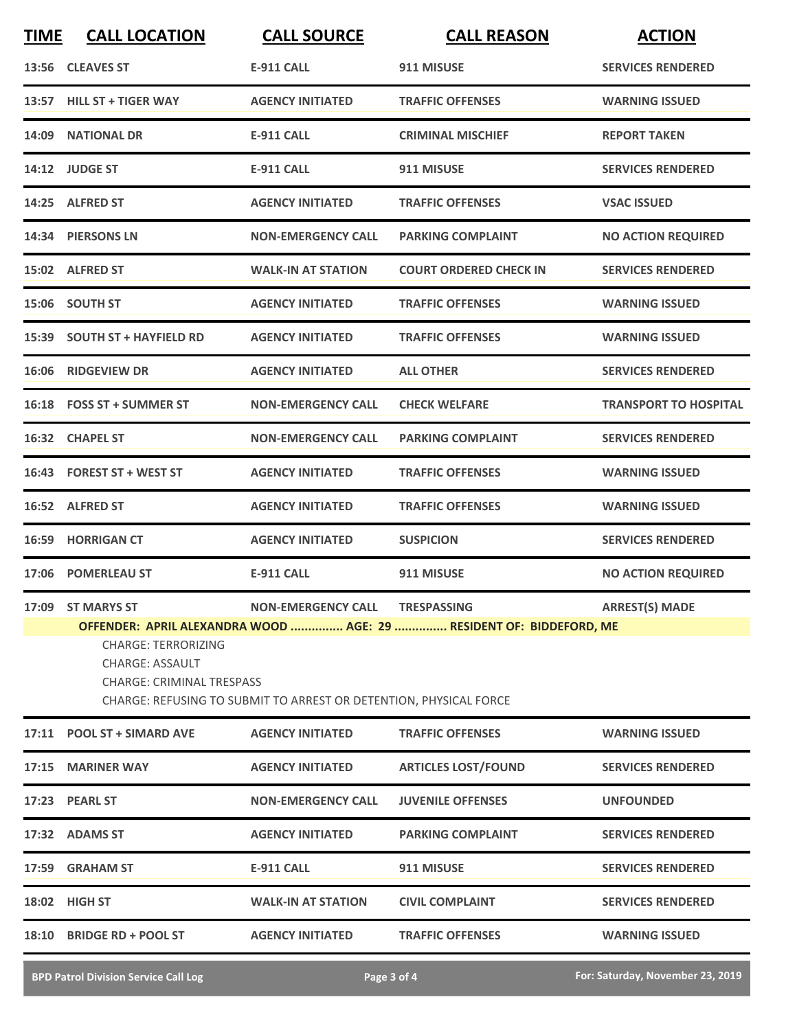| TIME | CALL LOCATION | CALL SOURCE | CALL REASON | ACTION |
|---|---|---|---|---|
| 13:56 | CLEAVES ST | E-911 CALL | 911 MISUSE | SERVICES RENDERED |
| 13:57 | HILL ST + TIGER WAY | AGENCY INITIATED | TRAFFIC OFFENSES | WARNING ISSUED |
| 14:09 | NATIONAL DR | E-911 CALL | CRIMINAL MISCHIEF | REPORT TAKEN |
| 14:12 | JUDGE ST | E-911 CALL | 911 MISUSE | SERVICES RENDERED |
| 14:25 | ALFRED ST | AGENCY INITIATED | TRAFFIC OFFENSES | VSAC ISSUED |
| 14:34 | PIERSONS LN | NON-EMERGENCY CALL | PARKING COMPLAINT | NO ACTION REQUIRED |
| 15:02 | ALFRED ST | WALK-IN AT STATION | COURT ORDERED CHECK IN | SERVICES RENDERED |
| 15:06 | SOUTH ST | AGENCY INITIATED | TRAFFIC OFFENSES | WARNING ISSUED |
| 15:39 | SOUTH ST + HAYFIELD RD | AGENCY INITIATED | TRAFFIC OFFENSES | WARNING ISSUED |
| 16:06 | RIDGEVIEW DR | AGENCY INITIATED | ALL OTHER | SERVICES RENDERED |
| 16:18 | FOSS ST + SUMMER ST | NON-EMERGENCY CALL | CHECK WELFARE | TRANSPORT TO HOSPITAL |
| 16:32 | CHAPEL ST | NON-EMERGENCY CALL | PARKING COMPLAINT | SERVICES RENDERED |
| 16:43 | FOREST ST + WEST ST | AGENCY INITIATED | TRAFFIC OFFENSES | WARNING ISSUED |
| 16:52 | ALFRED ST | AGENCY INITIATED | TRAFFIC OFFENSES | WARNING ISSUED |
| 16:59 | HORRIGAN CT | AGENCY INITIATED | SUSPICION | SERVICES RENDERED |
| 17:06 | POMERLEAU ST | E-911 CALL | 911 MISUSE | NO ACTION REQUIRED |
| 17:09 | ST MARYS ST | NON-EMERGENCY CALL | TRESPASSING | ARREST(S) MADE |

**OFFENDER: APRIL ALEXANDRA WOOD ............... AGE: 29 ............... RESIDENT OF: BIDDEFORD, ME**

CHARGE: TERRORIZING
CHARGE: ASSAULT
CHARGE: CRIMINAL TRESPASS
CHARGE: REFUSING TO SUBMIT TO ARREST OR DETENTION, PHYSICAL FORCE

| TIME | CALL LOCATION | CALL SOURCE | CALL REASON | ACTION |
|---|---|---|---|---|
| 17:11 | POOL ST + SIMARD AVE | AGENCY INITIATED | TRAFFIC OFFENSES | WARNING ISSUED |
| 17:15 | MARINER WAY | AGENCY INITIATED | ARTICLES LOST/FOUND | SERVICES RENDERED |
| 17:23 | PEARL ST | NON-EMERGENCY CALL | JUVENILE OFFENSES | UNFOUNDED |
| 17:32 | ADAMS ST | AGENCY INITIATED | PARKING COMPLAINT | SERVICES RENDERED |
| 17:59 | GRAHAM ST | E-911 CALL | 911 MISUSE | SERVICES RENDERED |
| 18:02 | HIGH ST | WALK-IN AT STATION | CIVIL COMPLAINT | SERVICES RENDERED |
| 18:10 | BRIDGE RD + POOL ST | AGENCY INITIATED | TRAFFIC OFFENSES | WARNING ISSUED |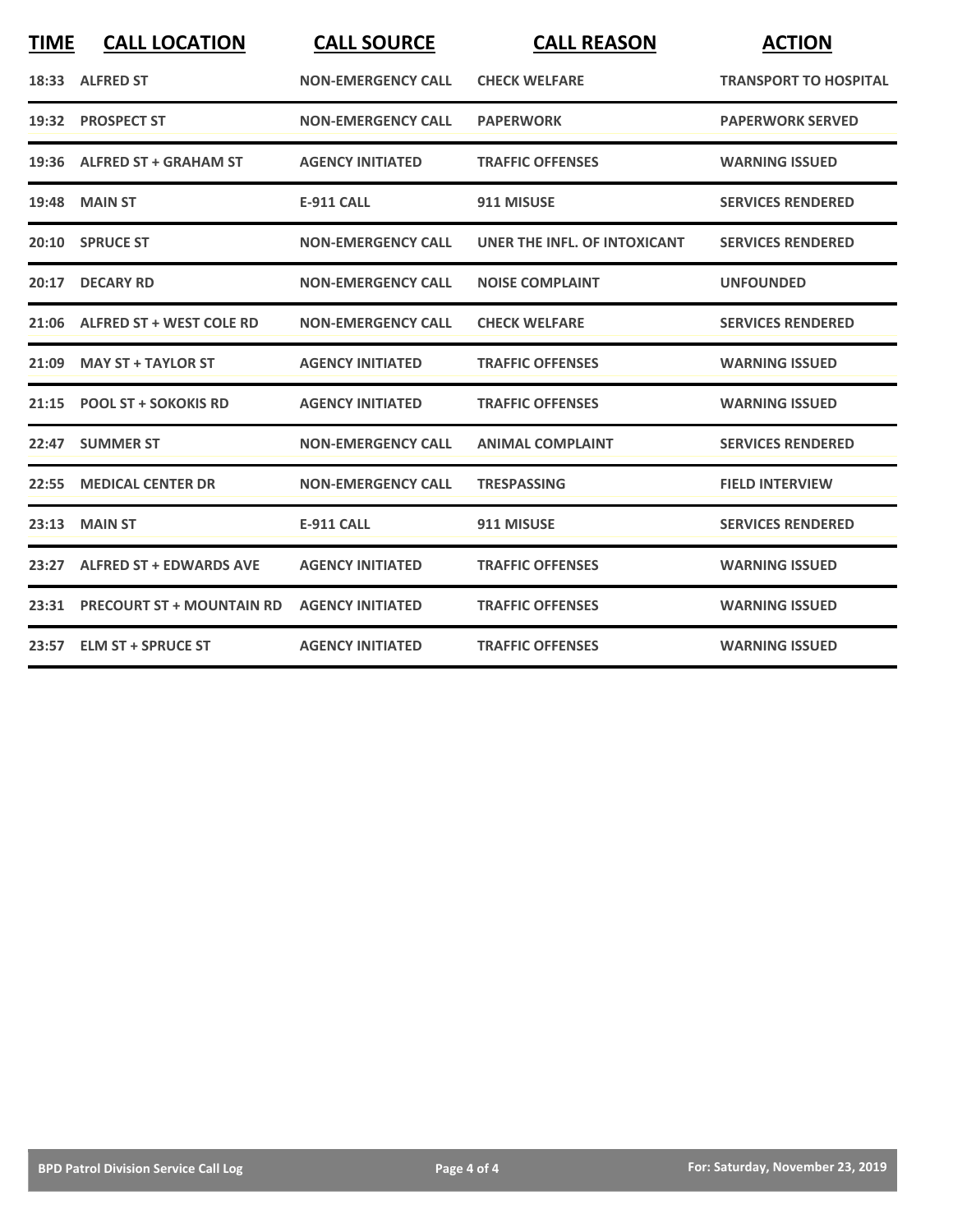| TIME | CALL LOCATION | CALL SOURCE | CALL REASON | ACTION |
| --- | --- | --- | --- | --- |
| 18:33 | ALFRED ST | NON-EMERGENCY CALL | CHECK WELFARE | TRANSPORT TO HOSPITAL |
| 19:32 | PROSPECT ST | NON-EMERGENCY CALL | PAPERWORK | PAPERWORK SERVED |
| 19:36 | ALFRED ST + GRAHAM ST | AGENCY INITIATED | TRAFFIC OFFENSES | WARNING ISSUED |
| 19:48 | MAIN ST | E-911 CALL | 911 MISUSE | SERVICES RENDERED |
| 20:10 | SPRUCE ST | NON-EMERGENCY CALL | UNER THE INFL. OF INTOXICANT | SERVICES RENDERED |
| 20:17 | DECARY RD | NON-EMERGENCY CALL | NOISE COMPLAINT | UNFOUNDED |
| 21:06 | ALFRED ST + WEST COLE RD | NON-EMERGENCY CALL | CHECK WELFARE | SERVICES RENDERED |
| 21:09 | MAY ST + TAYLOR ST | AGENCY INITIATED | TRAFFIC OFFENSES | WARNING ISSUED |
| 21:15 | POOL ST + SOKOKIS RD | AGENCY INITIATED | TRAFFIC OFFENSES | WARNING ISSUED |
| 22:47 | SUMMER ST | NON-EMERGENCY CALL | ANIMAL COMPLAINT | SERVICES RENDERED |
| 22:55 | MEDICAL CENTER DR | NON-EMERGENCY CALL | TRESPASSING | FIELD INTERVIEW |
| 23:13 | MAIN ST | E-911 CALL | 911 MISUSE | SERVICES RENDERED |
| 23:27 | ALFRED ST + EDWARDS AVE | AGENCY INITIATED | TRAFFIC OFFENSES | WARNING ISSUED |
| 23:31 | PRECOURT ST + MOUNTAIN RD | AGENCY INITIATED | TRAFFIC OFFENSES | WARNING ISSUED |
| 23:57 | ELM ST + SPRUCE ST | AGENCY INITIATED | TRAFFIC OFFENSES | WARNING ISSUED |